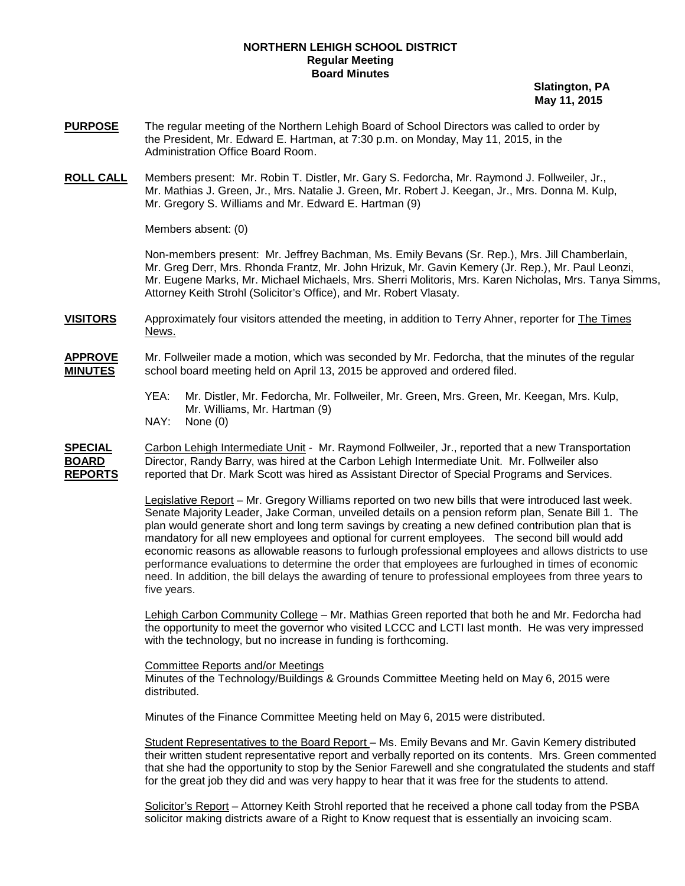# NORTHERN LEHIGH SCHOOL DISTRICT
## Regular Meeting
## Board Minutes

**Slatington, PA**
**May 11, 2015**

**PURPOSE** The regular meeting of the Northern Lehigh Board of School Directors was called to order by the President, Mr. Edward E. Hartman, at 7:30 p.m. on Monday, May 11, 2015, in the Administration Office Board Room.

**ROLL CALL** Members present: Mr. Robin T. Distler, Mr. Gary S. Fedorcha, Mr. Raymond J. Follweiler, Jr., Mr. Mathias J. Green, Jr., Mrs. Natalie J. Green, Mr. Robert J. Keegan, Jr., Mrs. Donna M. Kulp, Mr. Gregory S. Williams and Mr. Edward E. Hartman (9)

Members absent: (0)

Non-members present: Mr. Jeffrey Bachman, Ms. Emily Bevans (Sr. Rep.), Mrs. Jill Chamberlain, Mr. Greg Derr, Mrs. Rhonda Frantz, Mr. John Hrizuk, Mr. Gavin Kemery (Jr. Rep.), Mr. Paul Leonzi, Mr. Eugene Marks, Mr. Michael Michaels, Mrs. Sherri Molitoris, Mrs. Karen Nicholas, Mrs. Tanya Simms, Attorney Keith Strohl (Solicitor's Office), and Mr. Robert Vlasaty.

**VISITORS** Approximately four visitors attended the meeting, in addition to Terry Ahner, reporter for The Times News.

**APPROVE MINUTES** Mr. Follweiler made a motion, which was seconded by Mr. Fedorcha, that the minutes of the regular school board meeting held on April 13, 2015 be approved and ordered filed.

YEA: Mr. Distler, Mr. Fedorcha, Mr. Follweiler, Mr. Green, Mrs. Green, Mr. Keegan, Mrs. Kulp, Mr. Williams, Mr. Hartman (9)
NAY: None (0)

**SPECIAL BOARD REPORTS** Carbon Lehigh Intermediate Unit - Mr. Raymond Follweiler, Jr., reported that a new Transportation Director, Randy Barry, was hired at the Carbon Lehigh Intermediate Unit. Mr. Follweiler also reported that Dr. Mark Scott was hired as Assistant Director of Special Programs and Services.

Legislative Report – Mr. Gregory Williams reported on two new bills that were introduced last week. Senate Majority Leader, Jake Corman, unveiled details on a pension reform plan, Senate Bill 1. The plan would generate short and long term savings by creating a new defined contribution plan that is mandatory for all new employees and optional for current employees. The second bill would add economic reasons as allowable reasons to furlough professional employees and allows districts to use performance evaluations to determine the order that employees are furloughed in times of economic need. In addition, the bill delays the awarding of tenure to professional employees from three years to five years.

Lehigh Carbon Community College – Mr. Mathias Green reported that both he and Mr. Fedorcha had the opportunity to meet the governor who visited LCCC and LCTI last month. He was very impressed with the technology, but no increase in funding is forthcoming.

Committee Reports and/or Meetings
Minutes of the Technology/Buildings & Grounds Committee Meeting held on May 6, 2015 were distributed.

Minutes of the Finance Committee Meeting held on May 6, 2015 were distributed.

Student Representatives to the Board Report – Ms. Emily Bevans and Mr. Gavin Kemery distributed their written student representative report and verbally reported on its contents. Mrs. Green commented that she had the opportunity to stop by the Senior Farewell and she congratulated the students and staff for the great job they did and was very happy to hear that it was free for the students to attend.

Solicitor's Report – Attorney Keith Strohl reported that he received a phone call today from the PSBA solicitor making districts aware of a Right to Know request that is essentially an invoicing scam.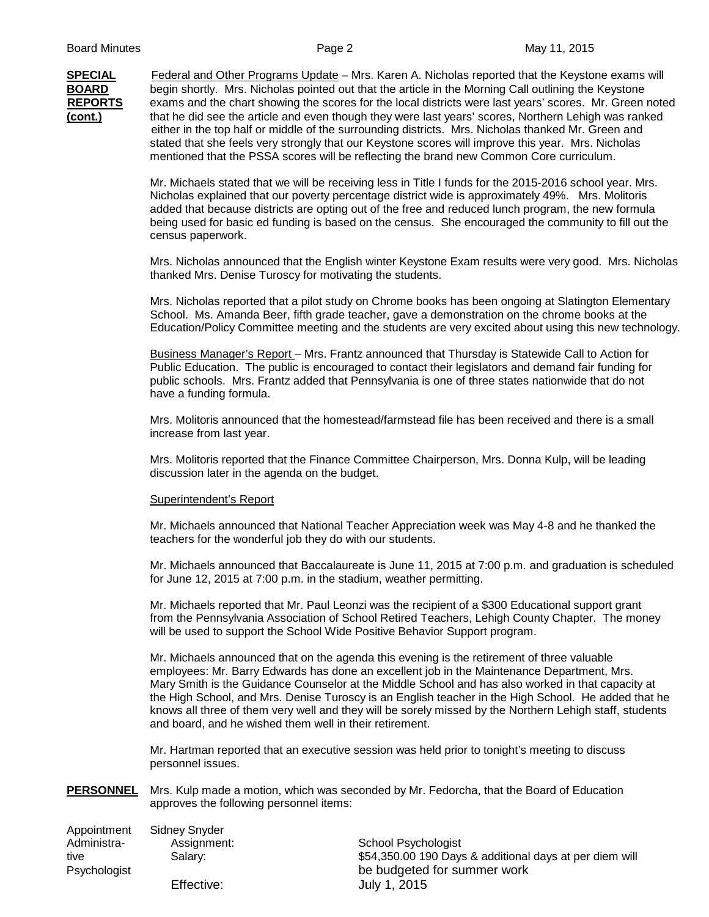**SPECIAL BOARD REPORTS (cont.)**

Federal and Other Programs Update – Mrs. Karen A. Nicholas reported that the Keystone exams will begin shortly. Mrs. Nicholas pointed out that the article in the Morning Call outlining the Keystone exams and the chart showing the scores for the local districts were last years' scores. Mr. Green noted that he did see the article and even though they were last years' scores, Northern Lehigh was ranked either in the top half or middle of the surrounding districts. Mrs. Nicholas thanked Mr. Green and stated that she feels very strongly that our Keystone scores will improve this year. Mrs. Nicholas mentioned that the PSSA scores will be reflecting the brand new Common Core curriculum.

Mr. Michaels stated that we will be receiving less in Title I funds for the 2015-2016 school year. Mrs. Nicholas explained that our poverty percentage district wide is approximately 49%. Mrs. Molitoris added that because districts are opting out of the free and reduced lunch program, the new formula being used for basic ed funding is based on the census. She encouraged the community to fill out the census paperwork.

Mrs. Nicholas announced that the English winter Keystone Exam results were very good. Mrs. Nicholas thanked Mrs. Denise Turoscy for motivating the students.

Mrs. Nicholas reported that a pilot study on Chrome books has been ongoing at Slatington Elementary School. Ms. Amanda Beer, fifth grade teacher, gave a demonstration on the chrome books at the Education/Policy Committee meeting and the students are very excited about using this new technology.

Business Manager's Report – Mrs. Frantz announced that Thursday is Statewide Call to Action for Public Education. The public is encouraged to contact their legislators and demand fair funding for public schools. Mrs. Frantz added that Pennsylvania is one of three states nationwide that do not have a funding formula.

Mrs. Molitoris announced that the homestead/farmstead file has been received and there is a small increase from last year.

Mrs. Molitoris reported that the Finance Committee Chairperson, Mrs. Donna Kulp, will be leading discussion later in the agenda on the budget.

Superintendent's Report

Mr. Michaels announced that National Teacher Appreciation week was May 4-8 and he thanked the teachers for the wonderful job they do with our students.

Mr. Michaels announced that Baccalaureate is June 11, 2015 at 7:00 p.m. and graduation is scheduled for June 12, 2015 at 7:00 p.m. in the stadium, weather permitting.

Mr. Michaels reported that Mr. Paul Leonzi was the recipient of a $300 Educational support grant from the Pennsylvania Association of School Retired Teachers, Lehigh County Chapter. The money will be used to support the School Wide Positive Behavior Support program.

Mr. Michaels announced that on the agenda this evening is the retirement of three valuable employees: Mr. Barry Edwards has done an excellent job in the Maintenance Department, Mrs. Mary Smith is the Guidance Counselor at the Middle School and has also worked in that capacity at the High School, and Mrs. Denise Turoscy is an English teacher in the High School. He added that he knows all three of them very well and they will be sorely missed by the Northern Lehigh staff, students and board, and he wished them well in their retirement.

Mr. Hartman reported that an executive session was held prior to tonight's meeting to discuss personnel issues.

**PERSONNEL**

Mrs. Kulp made a motion, which was seconded by Mr. Fedorcha, that the Board of Education approves the following personnel items:

Appointment Administrative Psychologist

Sidney Snyder

| | |
|---|---|
| Assignment: | School Psychologist |
| Salary: | $54,350.00 190 Days & additional days at per diem will be budgeted for summer work |
| Effective: | July 1, 2015 |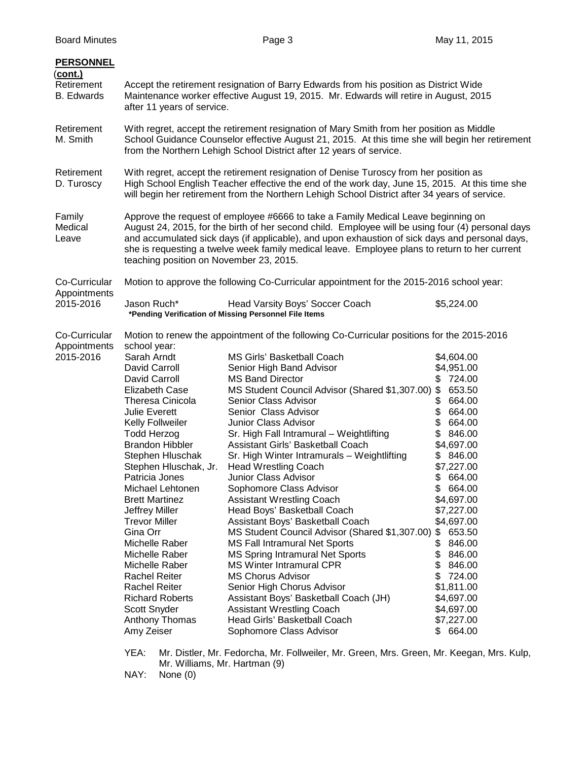**PERSONNEL (cont.)**

**Retirement B. Edwards**

Accept the retirement resignation of Barry Edwards from his position as District Wide Maintenance worker effective August 19, 2015. Mr. Edwards will retire in August, 2015 after 11 years of service.

**Retirement M. Smith**

With regret, accept the retirement resignation of Mary Smith from her position as Middle School Guidance Counselor effective August 21, 2015. At this time she will begin her retirement from the Northern Lehigh School District after 12 years of service.

**Retirement D. Turoscy**

With regret, accept the retirement resignation of Denise Turoscy from her position as High School English Teacher effective the end of the work day, June 15, 2015. At this time she will begin her retirement from the Northern Lehigh School District after 34 years of service.

**Family Medical Leave**

Approve the request of employee #6666 to take a Family Medical Leave beginning on August 24, 2015, for the birth of her second child. Employee will be using four (4) personal days and accumulated sick days (if applicable), and upon exhaustion of sick days and personal days, she is requesting a twelve week family medical leave. Employee plans to return to her current teaching position on November 23, 2015.

**Co-Curricular Appointments 2015-2016**

Motion to approve the following Co-Curricular appointment for the 2015-2016 school year:

| Name | Position | Amount |
|---|---|---|
| Jason Ruch* | Head Varsity Boys' Soccer Coach | $5,224.00 |

***Pending Verification of Missing Personnel File Items**

**Co-Curricular Appointments 2015-2016**

Motion to renew the appointment of the following Co-Curricular positions for the 2015-2016 school year:

| Name | Position | Amount |
|---|---|---|
| Sarah Arndt | MS Girls' Basketball Coach | $4,604.00 |
| David Carroll | Senior High Band Advisor | $4,951.00 |
| David Carroll | MS Band Director | $ 724.00 |
| Elizabeth Case | MS Student Council Advisor (Shared $1,307.00) | $ 653.50 |
| Theresa Cinicola | Senior Class Advisor | $ 664.00 |
| Julie Everett | Senior Class Advisor | $ 664.00 |
| Kelly Follweiler | Junior Class Advisor | $ 664.00 |
| Todd Herzog | Sr. High Fall Intramural – Weightlifting | $ 846.00 |
| Brandon Hibbler | Assistant Girls' Basketball Coach | $4,697.00 |
| Stephen Hluschak | Sr. High Winter Intramurals – Weightlifting | $ 846.00 |
| Stephen Hluschak, Jr. | Head Wrestling Coach | $7,227.00 |
| Patricia Jones | Junior Class Advisor | $ 664.00 |
| Michael Lehtonen | Sophomore Class Advisor | $ 664.00 |
| Brett Martinez | Assistant Wrestling Coach | $4,697.00 |
| Jeffrey Miller | Head Boys' Basketball Coach | $7,227.00 |
| Trevor Miller | Assistant Boys' Basketball Coach | $4,697.00 |
| Gina Orr | MS Student Council Advisor (Shared $1,307.00) | $ 653.50 |
| Michelle Raber | MS Fall Intramural Net Sports | $ 846.00 |
| Michelle Raber | MS Spring Intramural Net Sports | $ 846.00 |
| Michelle Raber | MS Winter Intramural CPR | $ 846.00 |
| Rachel Reiter | MS Chorus Advisor | $ 724.00 |
| Rachel Reiter | Senior High Chorus Advisor | $1,811.00 |
| Richard Roberts | Assistant Boys' Basketball Coach (JH) | $4,697.00 |
| Scott Snyder | Assistant Wrestling Coach | $4,697.00 |
| Anthony Thomas | Head Girls' Basketball Coach | $7,227.00 |
| Amy Zeiser | Sophomore Class Advisor | $ 664.00 |

YEA: Mr. Distler, Mr. Fedorcha, Mr. Follweiler, Mr. Green, Mrs. Green, Mr. Keegan, Mrs. Kulp, Mr. Williams, Mr. Hartman (9)

NAY: None (0)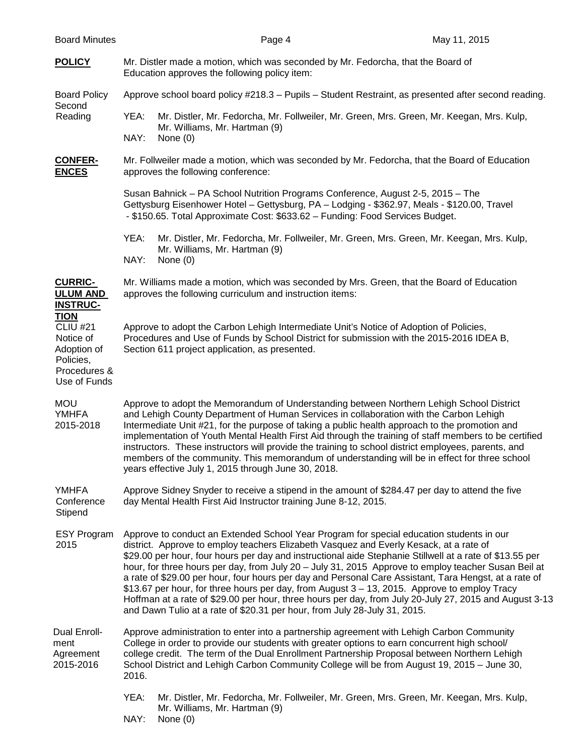**POLICY**

Mr. Distler made a motion, which was seconded by Mr. Fedorcha, that the Board of Education approves the following policy item:

Board Policy Second Reading

Approve school board policy #218.3 – Pupils – Student Restraint, as presented after second reading.

YEA: Mr. Distler, Mr. Fedorcha, Mr. Follweiler, Mr. Green, Mrs. Green, Mr. Keegan, Mrs. Kulp, Mr. Williams, Mr. Hartman (9)
NAY: None (0)

**CONFER-ENCES**

Mr. Follweiler made a motion, which was seconded by Mr. Fedorcha, that the Board of Education approves the following conference:

Susan Bahnick – PA School Nutrition Programs Conference, August 2-5, 2015 – The Gettysburg Eisenhower Hotel – Gettysburg, PA – Lodging - $362.97, Meals - $120.00, Travel - $150.65. Total Approximate Cost: $633.62 – Funding: Food Services Budget.

YEA: Mr. Distler, Mr. Fedorcha, Mr. Follweiler, Mr. Green, Mrs. Green, Mr. Keegan, Mrs. Kulp, Mr. Williams, Mr. Hartman (9)
NAY: None (0)

**CURRIC-ULUM AND INSTRUC-TION**

Mr. Williams made a motion, which was seconded by Mrs. Green, that the Board of Education approves the following curriculum and instruction items:

CLIU #21 Notice of Adoption of Policies, Procedures & Use of Funds

Approve to adopt the Carbon Lehigh Intermediate Unit's Notice of Adoption of Policies, Procedures and Use of Funds by School District for submission with the 2015-2016 IDEA B, Section 611 project application, as presented.

MOU YMHFA 2015-2018

Approve to adopt the Memorandum of Understanding between Northern Lehigh School District and Lehigh County Department of Human Services in collaboration with the Carbon Lehigh Intermediate Unit #21, for the purpose of taking a public health approach to the promotion and implementation of Youth Mental Health First Aid through the training of staff members to be certified instructors. These instructors will provide the training to school district employees, parents, and members of the community. This memorandum of understanding will be in effect for three school years effective July 1, 2015 through June 30, 2018.

YMHFA Conference Stipend

Approve Sidney Snyder to receive a stipend in the amount of $284.47 per day to attend the five day Mental Health First Aid Instructor training June 8-12, 2015.

ESY Program 2015

Approve to conduct an Extended School Year Program for special education students in our district. Approve to employ teachers Elizabeth Vasquez and Everly Kesack, at a rate of $29.00 per hour, four hours per day and instructional aide Stephanie Stillwell at a rate of $13.55 per hour, for three hours per day, from July 20 – July 31, 2015 Approve to employ teacher Susan Beil at a rate of $29.00 per hour, four hours per day and Personal Care Assistant, Tara Hengst, at a rate of $13.67 per hour, for three hours per day, from August 3 – 13, 2015. Approve to employ Tracy Hoffman at a rate of $29.00 per hour, three hours per day, from July 20-July 27, 2015 and August 3-13 and Dawn Tulio at a rate of $20.31 per hour, from July 28-July 31, 2015.

Dual Enroll-ment Agreement 2015-2016

Approve administration to enter into a partnership agreement with Lehigh Carbon Community College in order to provide our students with greater options to earn concurrent high school/ college credit. The term of the Dual Enrollment Partnership Proposal between Northern Lehigh School District and Lehigh Carbon Community College will be from August 19, 2015 – June 30, 2016.

YEA: Mr. Distler, Mr. Fedorcha, Mr. Follweiler, Mr. Green, Mrs. Green, Mr. Keegan, Mrs. Kulp, Mr. Williams, Mr. Hartman (9)
NAY: None (0)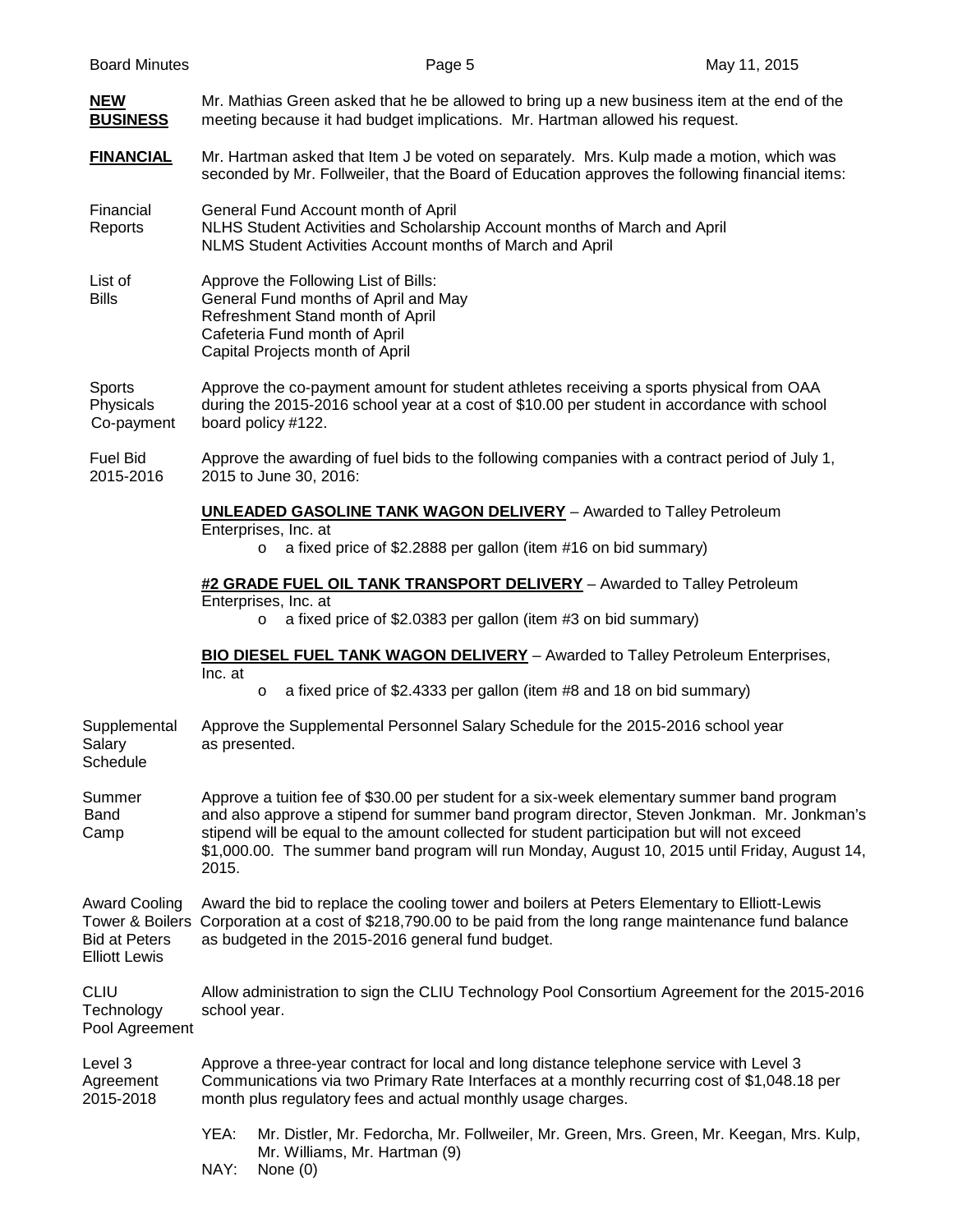**NEW BUSINESS**

Mr. Mathias Green asked that he be allowed to bring up a new business item at the end of the meeting because it had budget implications. Mr. Hartman allowed his request.

**FINANCIAL**

Mr. Hartman asked that Item J be voted on separately. Mrs. Kulp made a motion, which was seconded by Mr. Follweiler, that the Board of Education approves the following financial items:

Financial Reports

General Fund Account month of April
NLHS Student Activities and Scholarship Account months of March and April
NLMS Student Activities Account months of March and April

List of Bills

Approve the Following List of Bills:
General Fund months of April and May
Refreshment Stand month of April
Cafeteria Fund month of April
Capital Projects month of April

Sports Physicals Co-payment

Approve the co-payment amount for student athletes receiving a sports physical from OAA during the 2015-2016 school year at a cost of $10.00 per student in accordance with school board policy #122.

Fuel Bid 2015-2016

Approve the awarding of fuel bids to the following companies with a contract period of July 1, 2015 to June 30, 2016:

**UNLEADED GASOLINE TANK WAGON DELIVERY** – Awarded to Talley Petroleum Enterprises, Inc. at

- a fixed price of $2.2888 per gallon (item #16 on bid summary)

**#2 GRADE FUEL OIL TANK TRANSPORT DELIVERY** – Awarded to Talley Petroleum Enterprises, Inc. at

- a fixed price of $2.0383 per gallon (item #3 on bid summary)

**BIO DIESEL FUEL TANK WAGON DELIVERY** – Awarded to Talley Petroleum Enterprises, Inc. at

- a fixed price of $2.4333 per gallon (item #8 and 18 on bid summary)

Supplemental Salary Schedule

Approve the Supplemental Personnel Salary Schedule for the 2015-2016 school year as presented.

Summer Band Camp

Approve a tuition fee of $30.00 per student for a six-week elementary summer band program and also approve a stipend for summer band program director, Steven Jonkman. Mr. Jonkman's stipend will be equal to the amount collected for student participation but will not exceed $1,000.00. The summer band program will run Monday, August 10, 2015 until Friday, August 14, 2015.

Award Cooling Tower & Boilers Bid at Peters Elliott Lewis

Award the bid to replace the cooling tower and boilers at Peters Elementary to Elliott-Lewis Corporation at a cost of $218,790.00 to be paid from the long range maintenance fund balance as budgeted in the 2015-2016 general fund budget.

CLIU Technology Pool Agreement

Allow administration to sign the CLIU Technology Pool Consortium Agreement for the 2015-2016 school year.

Level 3 Agreement 2015-2018

Approve a three-year contract for local and long distance telephone service with Level 3 Communications via two Primary Rate Interfaces at a monthly recurring cost of $1,048.18 per month plus regulatory fees and actual monthly usage charges.

YEA: Mr. Distler, Mr. Fedorcha, Mr. Follweiler, Mr. Green, Mrs. Green, Mr. Keegan, Mrs. Kulp, Mr. Williams, Mr. Hartman (9)
NAY: None (0)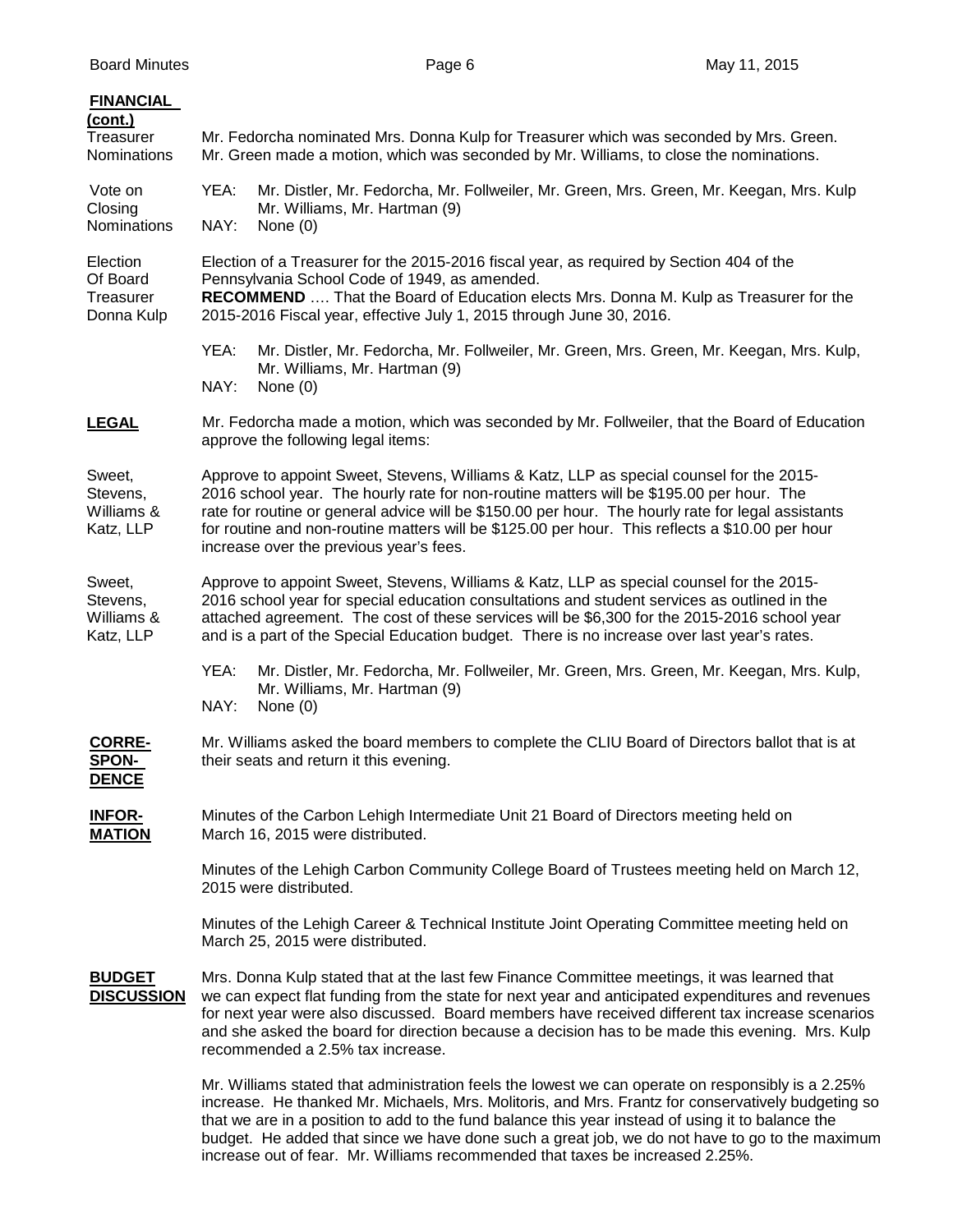**FINANCIAL (cont.)**

**Treasurer Nominations**

Mr. Fedorcha nominated Mrs. Donna Kulp for Treasurer which was seconded by Mrs. Green. Mr. Green made a motion, which was seconded by Mr. Williams, to close the nominations.

**Vote on Closing Nominations**

YEA: Mr. Distler, Mr. Fedorcha, Mr. Follweiler, Mr. Green, Mrs. Green, Mr. Keegan, Mrs. Kulp Mr. Williams, Mr. Hartman (9)
NAY: None (0)

**Election Of Board Treasurer Donna Kulp**

Election of a Treasurer for the 2015-2016 fiscal year, as required by Section 404 of the Pennsylvania School Code of 1949, as amended.
**RECOMMEND** …. That the Board of Education elects Mrs. Donna M. Kulp as Treasurer for the 2015-2016 Fiscal year, effective July 1, 2015 through June 30, 2016.

YEA: Mr. Distler, Mr. Fedorcha, Mr. Follweiler, Mr. Green, Mrs. Green, Mr. Keegan, Mrs. Kulp, Mr. Williams, Mr. Hartman (9)
NAY: None (0)

**LEGAL**

Mr. Fedorcha made a motion, which was seconded by Mr. Follweiler, that the Board of Education approve the following legal items:

**Sweet, Stevens, Williams & Katz, LLP**

Approve to appoint Sweet, Stevens, Williams & Katz, LLP as special counsel for the 2015-2016 school year. The hourly rate for non-routine matters will be $195.00 per hour. The rate for routine or general advice will be $150.00 per hour. The hourly rate for legal assistants for routine and non-routine matters will be $125.00 per hour. This reflects a $10.00 per hour increase over the previous year's fees.

**Sweet, Stevens, Williams & Katz, LLP**

Approve to appoint Sweet, Stevens, Williams & Katz, LLP as special counsel for the 2015-2016 school year for special education consultations and student services as outlined in the attached agreement. The cost of these services will be $6,300 for the 2015-2016 school year and is a part of the Special Education budget. There is no increase over last year's rates.

YEA: Mr. Distler, Mr. Fedorcha, Mr. Follweiler, Mr. Green, Mrs. Green, Mr. Keegan, Mrs. Kulp, Mr. Williams, Mr. Hartman (9)
NAY: None (0)

**CORRESPONDENCE**

Mr. Williams asked the board members to complete the CLIU Board of Directors ballot that is at their seats and return it this evening.

**INFORMATION**

Minutes of the Carbon Lehigh Intermediate Unit 21 Board of Directors meeting held on March 16, 2015 were distributed.

Minutes of the Lehigh Carbon Community College Board of Trustees meeting held on March 12, 2015 were distributed.

Minutes of the Lehigh Career & Technical Institute Joint Operating Committee meeting held on March 25, 2015 were distributed.

**BUDGET DISCUSSION**

Mrs. Donna Kulp stated that at the last few Finance Committee meetings, it was learned that we can expect flat funding from the state for next year and anticipated expenditures and revenues for next year were also discussed. Board members have received different tax increase scenarios and she asked the board for direction because a decision has to be made this evening. Mrs. Kulp recommended a 2.5% tax increase.

Mr. Williams stated that administration feels the lowest we can operate on responsibly is a 2.25% increase. He thanked Mr. Michaels, Mrs. Molitoris, and Mrs. Frantz for conservatively budgeting so that we are in a position to add to the fund balance this year instead of using it to balance the budget. He added that since we have done such a great job, we do not have to go to the maximum increase out of fear. Mr. Williams recommended that taxes be increased 2.25%.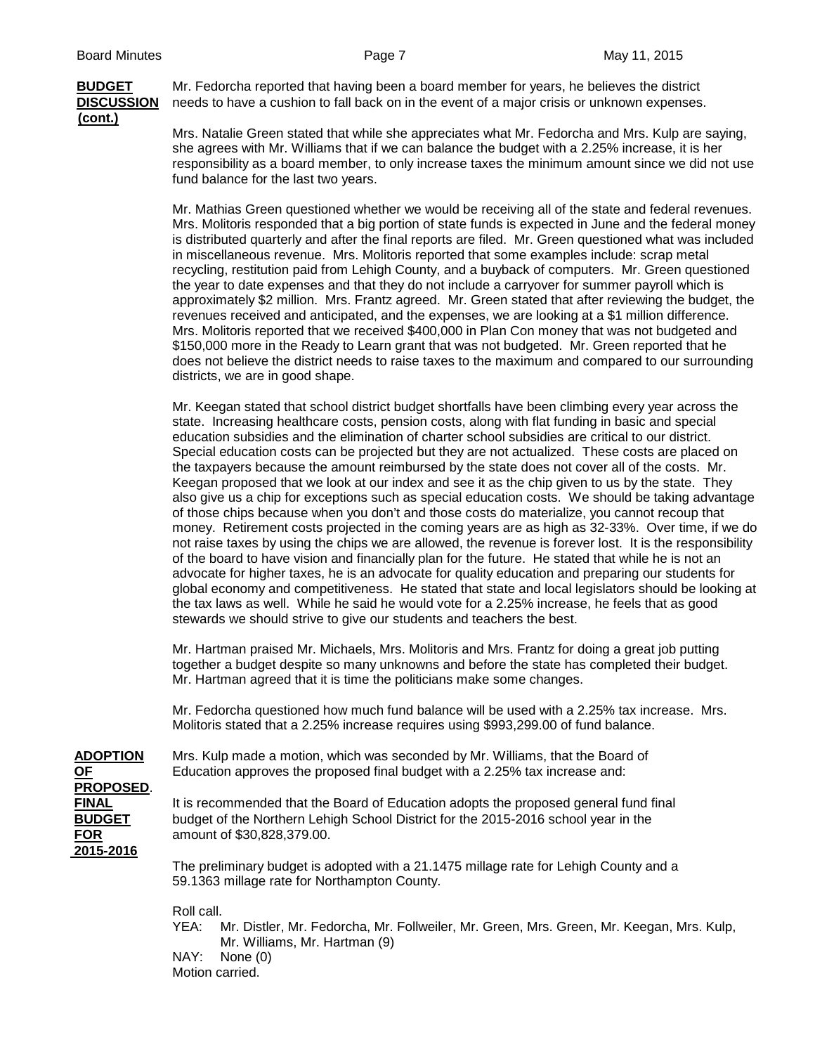**BUDGET DISCUSSION (cont.)**

Mr. Fedorcha reported that having been a board member for years, he believes the district needs to have a cushion to fall back on in the event of a major crisis or unknown expenses.

Mrs. Natalie Green stated that while she appreciates what Mr. Fedorcha and Mrs. Kulp are saying, she agrees with Mr. Williams that if we can balance the budget with a 2.25% increase, it is her responsibility as a board member, to only increase taxes the minimum amount since we did not use fund balance for the last two years.

Mr. Mathias Green questioned whether we would be receiving all of the state and federal revenues. Mrs. Molitoris responded that a big portion of state funds is expected in June and the federal money is distributed quarterly and after the final reports are filed. Mr. Green questioned what was included in miscellaneous revenue. Mrs. Molitoris reported that some examples include: scrap metal recycling, restitution paid from Lehigh County, and a buyback of computers. Mr. Green questioned the year to date expenses and that they do not include a carryover for summer payroll which is approximately $2 million. Mrs. Frantz agreed. Mr. Green stated that after reviewing the budget, the revenues received and anticipated, and the expenses, we are looking at a $1 million difference. Mrs. Molitoris reported that we received $400,000 in Plan Con money that was not budgeted and $150,000 more in the Ready to Learn grant that was not budgeted. Mr. Green reported that he does not believe the district needs to raise taxes to the maximum and compared to our surrounding districts, we are in good shape.

Mr. Keegan stated that school district budget shortfalls have been climbing every year across the state. Increasing healthcare costs, pension costs, along with flat funding in basic and special education subsidies and the elimination of charter school subsidies are critical to our district. Special education costs can be projected but they are not actualized. These costs are placed on the taxpayers because the amount reimbursed by the state does not cover all of the costs. Mr. Keegan proposed that we look at our index and see it as the chip given to us by the state. They also give us a chip for exceptions such as special education costs. We should be taking advantage of those chips because when you don't and those costs do materialize, you cannot recoup that money. Retirement costs projected in the coming years are as high as 32-33%. Over time, if we do not raise taxes by using the chips we are allowed, the revenue is forever lost. It is the responsibility of the board to have vision and financially plan for the future. He stated that while he is not an advocate for higher taxes, he is an advocate for quality education and preparing our students for global economy and competitiveness. He stated that state and local legislators should be looking at the tax laws as well. While he said he would vote for a 2.25% increase, he feels that as good stewards we should strive to give our students and teachers the best.

Mr. Hartman praised Mr. Michaels, Mrs. Molitoris and Mrs. Frantz for doing a great job putting together a budget despite so many unknowns and before the state has completed their budget. Mr. Hartman agreed that it is time the politicians make some changes.

Mr. Fedorcha questioned how much fund balance will be used with a 2.25% tax increase. Mrs. Molitoris stated that a 2.25% increase requires using $993,299.00 of fund balance.

**ADOPTION OF PROPOSED. FINAL BUDGET FOR 2015-2016**

Mrs. Kulp made a motion, which was seconded by Mr. Williams, that the Board of Education approves the proposed final budget with a 2.25% tax increase and:

It is recommended that the Board of Education adopts the proposed general fund final budget of the Northern Lehigh School District for the 2015-2016 school year in the amount of $30,828,379.00.

The preliminary budget is adopted with a 21.1475 millage rate for Lehigh County and a 59.1363 millage rate for Northampton County.

Roll call.

YEA: Mr. Distler, Mr. Fedorcha, Mr. Follweiler, Mr. Green, Mrs. Green, Mr. Keegan, Mrs. Kulp, Mr. Williams, Mr. Hartman (9)

NAY: None (0)

Motion carried.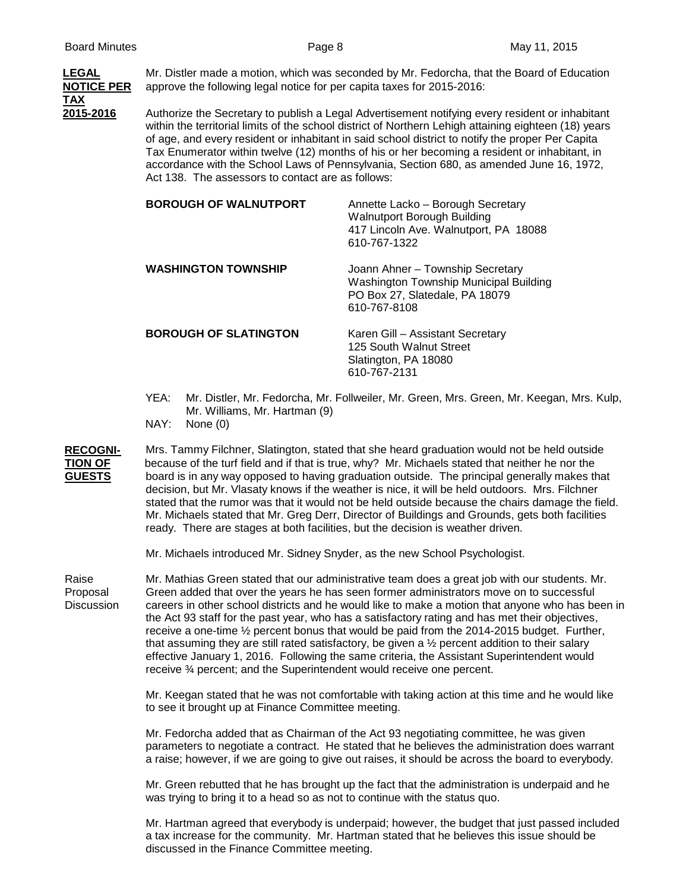**LEGAL NOTICE PER TAX 2015-2016**

Mr. Distler made a motion, which was seconded by Mr. Fedorcha, that the Board of Education approve the following legal notice for per capita taxes for 2015-2016:

Authorize the Secretary to publish a Legal Advertisement notifying every resident or inhabitant within the territorial limits of the school district of Northern Lehigh attaining eighteen (18) years of age, and every resident or inhabitant in said school district to notify the proper Per Capita Tax Enumerator within twelve (12) months of his or her becoming a resident or inhabitant, in accordance with the School Laws of Pennsylvania, Section 680, as amended June 16, 1972, Act 138. The assessors to contact are as follows:

**BOROUGH OF WALNUTPORT**
Annette Lacko – Borough Secretary
Walnutport Borough Building
417 Lincoln Ave. Walnutport, PA 18088
610-767-1322

**WASHINGTON TOWNSHIP**
Joann Ahner – Township Secretary
Washington Township Municipal Building
PO Box 27, Slatedale, PA 18079
610-767-8108

**BOROUGH OF SLATINGTON**
Karen Gill – Assistant Secretary
125 South Walnut Street
Slatington, PA 18080
610-767-2131

YEA: Mr. Distler, Mr. Fedorcha, Mr. Follweiler, Mr. Green, Mrs. Green, Mr. Keegan, Mrs. Kulp, Mr. Williams, Mr. Hartman (9)
NAY: None (0)

**RECOGNITION OF GUESTS**

Mrs. Tammy Filchner, Slatington, stated that she heard graduation would not be held outside because of the turf field and if that is true, why? Mr. Michaels stated that neither he nor the board is in any way opposed to having graduation outside. The principal generally makes that decision, but Mr. Vlasaty knows if the weather is nice, it will be held outdoors. Mrs. Filchner stated that the rumor was that it would not be held outside because the chairs damage the field. Mr. Michaels stated that Mr. Greg Derr, Director of Buildings and Grounds, gets both facilities ready. There are stages at both facilities, but the decision is weather driven.

Mr. Michaels introduced Mr. Sidney Snyder, as the new School Psychologist.

Raise Proposal Discussion

Mr. Mathias Green stated that our administrative team does a great job with our students. Mr. Green added that over the years he has seen former administrators move on to successful careers in other school districts and he would like to make a motion that anyone who has been in the Act 93 staff for the past year, who has a satisfactory rating and has met their objectives, receive a one-time ½ percent bonus that would be paid from the 2014-2015 budget. Further, that assuming they are still rated satisfactory, be given a ½ percent addition to their salary effective January 1, 2016. Following the same criteria, the Assistant Superintendent would receive ¾ percent; and the Superintendent would receive one percent.

Mr. Keegan stated that he was not comfortable with taking action at this time and he would like to see it brought up at Finance Committee meeting.

Mr. Fedorcha added that as Chairman of the Act 93 negotiating committee, he was given parameters to negotiate a contract. He stated that he believes the administration does warrant a raise; however, if we are going to give out raises, it should be across the board to everybody.

Mr. Green rebutted that he has brought up the fact that the administration is underpaid and he was trying to bring it to a head so as not to continue with the status quo.

Mr. Hartman agreed that everybody is underpaid; however, the budget that just passed included a tax increase for the community. Mr. Hartman stated that he believes this issue should be discussed in the Finance Committee meeting.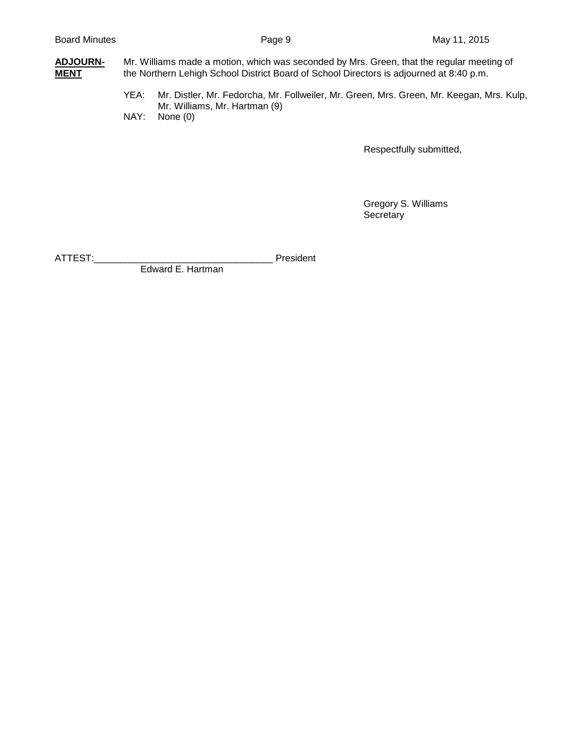**ADJOURNMENT** Mr. Williams made a motion, which was seconded by Mrs. Green, that the regular meeting of the Northern Lehigh School District Board of School Directors is adjourned at 8:40 p.m.

YEA: Mr. Distler, Mr. Fedorcha, Mr. Follweiler, Mr. Green, Mrs. Green, Mr. Keegan, Mrs. Kulp, Mr. Williams, Mr. Hartman (9)
NAY: None (0)

Respectfully submitted,

Gregory S. Williams
Secretary

ATTEST:_________________________________ President
Edward E. Hartman